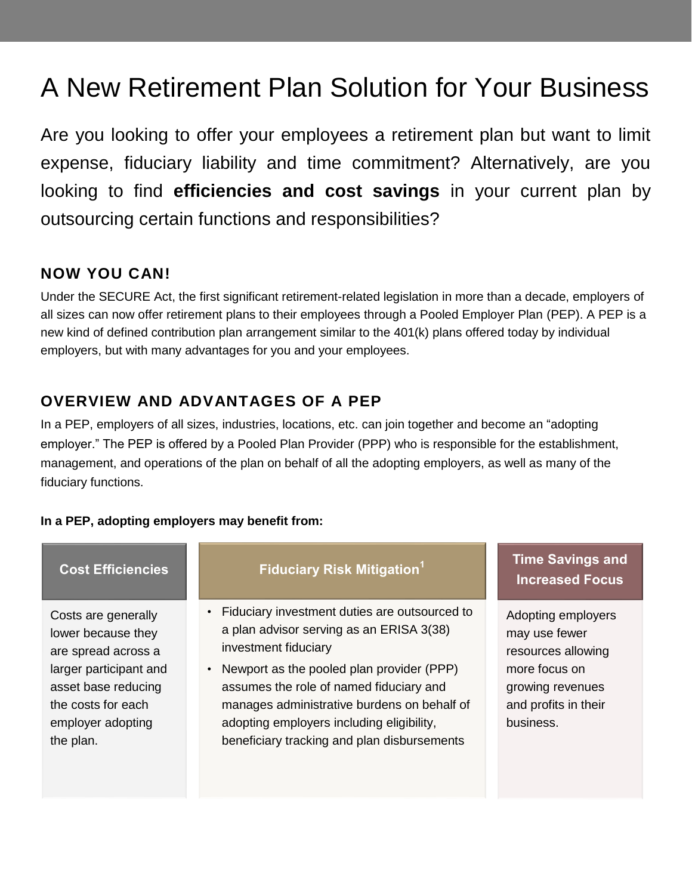# A New Retirement Plan Solution for Your Business

Are you looking to offer your employees a retirement plan but want to limit expense, fiduciary liability and time commitment? Alternatively, are you looking to find **efficiencies and cost savings** in your current plan by outsourcing certain functions and responsibilities?

## NOW YOU CAN!

Under the SECURE Act, the first significant retirement-related legislation in more than a decade, employers of all sizes can now offer retirement plans to their employees through a Pooled Employer Plan (PEP). A PEP is a new kind of defined contribution plan arrangement similar to the 401(k) plans offered today by individual employers, but with many advantages for you and your employees.

## OVERVIEW AND ADVANTAGES OF A PEP

In a PEP, employers of all sizes, industries, locations, etc. can join together and become an "adopting employer." The PEP is offered by a Pooled Plan Provider (PPP) who is responsible for the establishment, management, and operations of the plan on behalf of all the adopting employers, as well as many of the fiduciary functions.

**In a PEP, adopting employers may benefit from:**

| Cost Efficiencies | Fiduciary Risk Mitigation[1] | Time Savings and Increased Focus |
|---|---|---|
| Costs are generally lower because they are spread across a larger participant and asset base reducing the costs for each employer adopting the plan. | • Fiduciary investment duties are outsourced to a plan advisor serving as an ERISA 3(38) investment fiduciary<br>• Newport as the pooled plan provider (PPP) assumes the role of named fiduciary and manages administrative burdens on behalf of adopting employers including eligibility, beneficiary tracking and plan disbursements | Adopting employers may use fewer resources allowing more focus on growing revenues and profits in their business. |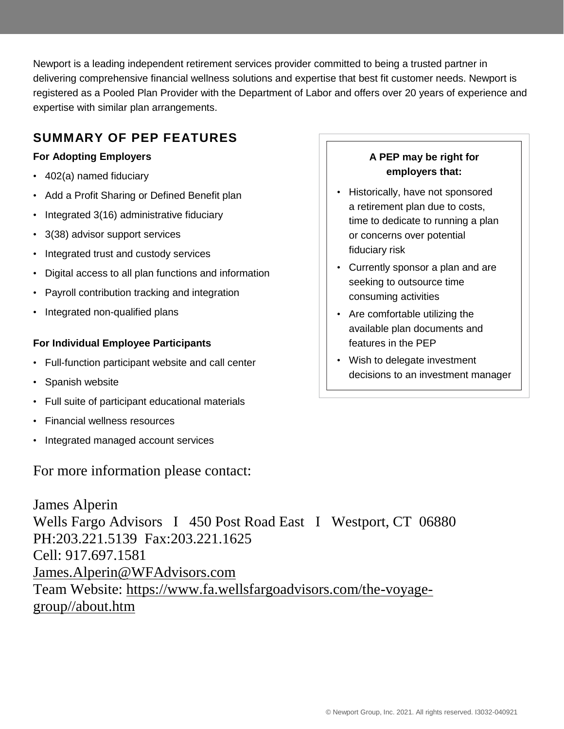Newport is a leading independent retirement services provider committed to being a trusted partner in delivering comprehensive financial wellness solutions and expertise that best fit customer needs. Newport is registered as a Pooled Plan Provider with the Department of Labor and offers over 20 years of experience and expertise with similar plan arrangements.

## SUMMARY OF PEP FEATURES

**For Adopting Employers**

- 402(a) named fiduciary
- Add a Profit Sharing or Defined Benefit plan
- Integrated 3(16) administrative fiduciary
- 3(38) advisor support services
- Integrated trust and custody services
- Digital access to all plan functions and information
- Payroll contribution tracking and integration
- Integrated non-qualified plans

**For Individual Employee Participants**

- Full-function participant website and call center
- Spanish website
- Full suite of participant educational materials
- Financial wellness resources
- Integrated managed account services

**A PEP may be right for employers that:**

- Historically, have not sponsored a retirement plan due to costs, time to dedicate to running a plan or concerns over potential fiduciary risk
- Currently sponsor a plan and are seeking to outsource time consuming activities
- Are comfortable utilizing the available plan documents and features in the PEP
- Wish to delegate investment decisions to an investment manager

For more information please contact:

James Alperin
Wells Fargo Advisors I 450 Post Road East I Westport, CT 06880
PH:203.221.5139 Fax:203.221.1625
Cell: 917.697.1581
James.Alperin@WFAdvisors.com
Team Website: https://www.fa.wellsfargoadvisors.com/the-voyage-group//about.htm

© Newport Group, Inc. 2021. All rights reserved. I3032-040921